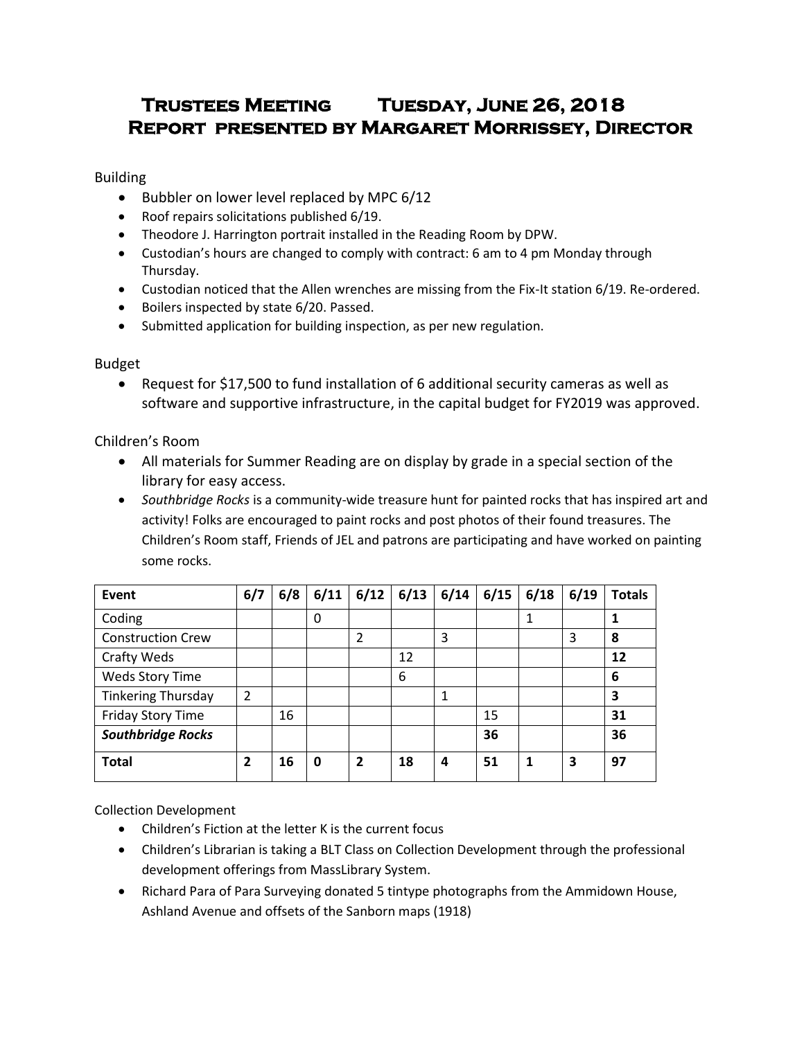# Trustees Meeting Tuesday, June 26, 2018
## Report presented by Margaret Morrissey, Director

Building

- Bubbler on lower level replaced by MPC 6/12
- Roof repairs solicitations published 6/19.
- Theodore J. Harrington portrait installed in the Reading Room by DPW.
- Custodian's hours are changed to comply with contract: 6 am to 4 pm Monday through Thursday.
- Custodian noticed that the Allen wrenches are missing from the Fix-It station 6/19. Re-ordered.
- Boilers inspected by state 6/20. Passed.
- Submitted application for building inspection, as per new regulation.

Budget

- Request for $17,500 to fund installation of 6 additional security cameras as well as software and supportive infrastructure, in the capital budget for FY2019 was approved.

Children's Room

- All materials for Summer Reading are on display by grade in a special section of the library for easy access.
- *Southbridge Rocks* is a community-wide treasure hunt for painted rocks that has inspired art and activity! Folks are encouraged to paint rocks and post photos of their found treasures. The Children's Room staff, Friends of JEL and patrons are participating and have worked on painting some rocks.

| Event | 6/7 | 6/8 | 6/11 | 6/12 | 6/13 | 6/14 | 6/15 | 6/18 | 6/19 | Totals |
|---|---|---|---|---|---|---|---|---|---|---|
| Coding | | | 0 | | | | | 1 | | **1** |
| Construction Crew | | | | 2 | | 3 | | | 3 | **8** |
| Crafty Weds | | | | | 12 | | | | | **12** |
| Weds Story Time | | | | | 6 | | | | | **6** |
| Tinkering Thursday | 2 | | | | | 1 | | | | **3** |
| Friday Story Time | | 16 | | | | | 15 | | | **31** |
| ***Southbridge Rocks*** | | | | | | | **36** | | | **36** |
| **Total** | **2** | **16** | **0** | **2** | **18** | **4** | **51** | **1** | **3** | **97** |

Collection Development

- Children's Fiction at the letter K is the current focus
- Children's Librarian is taking a BLT Class on Collection Development through the professional development offerings from MassLibrary System.
- Richard Para of Para Surveying donated 5 tintype photographs from the Ammidown House, Ashland Avenue and offsets of the Sanborn maps (1918)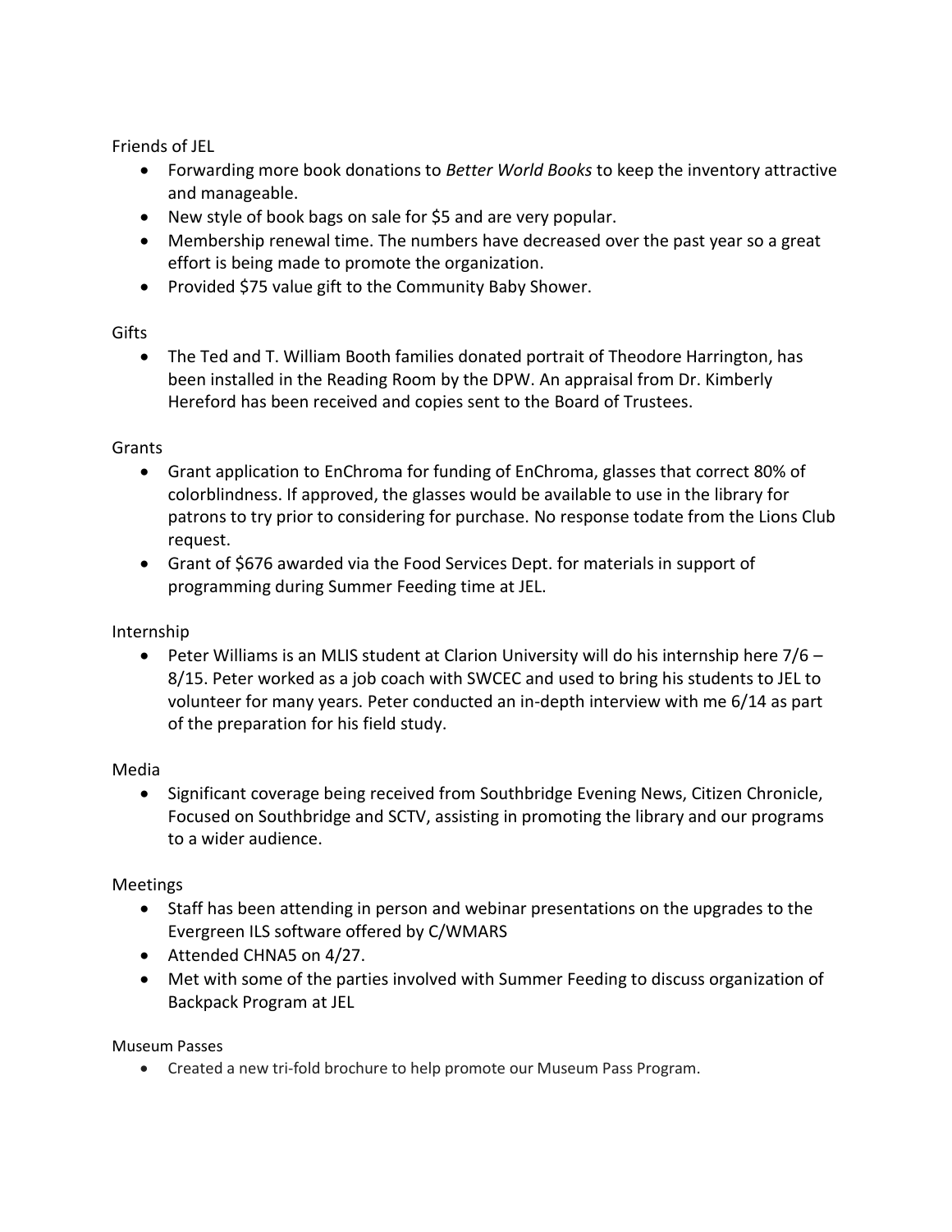Friends of JEL

- Forwarding more book donations to *Better World Books* to keep the inventory attractive and manageable.
- New style of book bags on sale for $5 and are very popular.
- Membership renewal time. The numbers have decreased over the past year so a great effort is being made to promote the organization.
- Provided $75 value gift to the Community Baby Shower.

Gifts

- The Ted and T. William Booth families donated portrait of Theodore Harrington, has been installed in the Reading Room by the DPW. An appraisal from Dr. Kimberly Hereford has been received and copies sent to the Board of Trustees.

Grants

- Grant application to EnChroma for funding of EnChroma, glasses that correct 80% of colorblindness. If approved, the glasses would be available to use in the library for patrons to try prior to considering for purchase. No response todate from the Lions Club request.
- Grant of $676 awarded via the Food Services Dept. for materials in support of programming during Summer Feeding time at JEL.

Internship

- Peter Williams is an MLIS student at Clarion University will do his internship here 7/6 – 8/15. Peter worked as a job coach with SWCEC and used to bring his students to JEL to volunteer for many years. Peter conducted an in-depth interview with me 6/14 as part of the preparation for his field study.

Media

- Significant coverage being received from Southbridge Evening News, Citizen Chronicle, Focused on Southbridge and SCTV, assisting in promoting the library and our programs to a wider audience.

Meetings

- Staff has been attending in person and webinar presentations on the upgrades to the Evergreen ILS software offered by C/WMARS
- Attended CHNA5 on 4/27.
- Met with some of the parties involved with Summer Feeding to discuss organization of Backpack Program at JEL

Museum Passes

- Created a new tri-fold brochure to help promote our Museum Pass Program.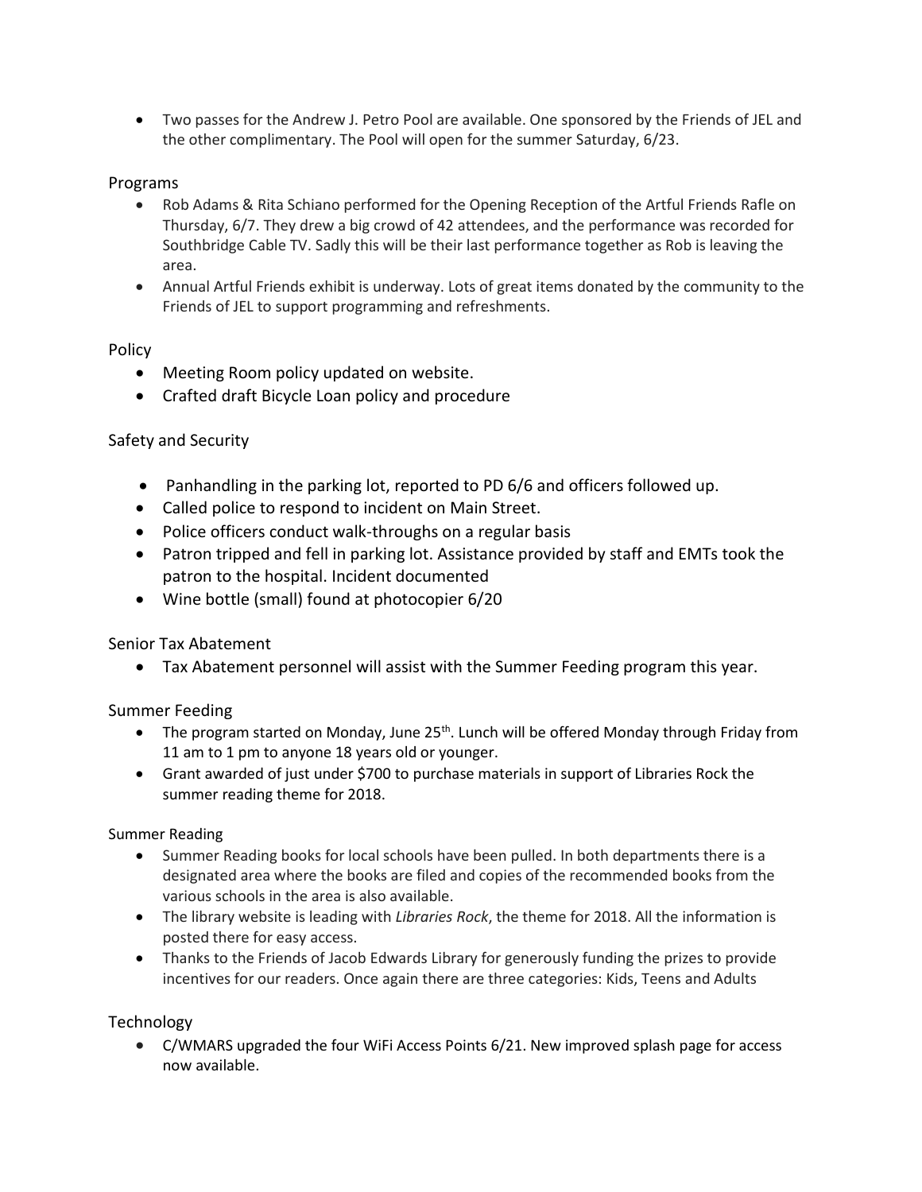- Two passes for the Andrew J. Petro Pool are available. One sponsored by the Friends of JEL and the other complimentary. The Pool will open for the summer Saturday, 6/23.

Programs

- Rob Adams & Rita Schiano performed for the Opening Reception of the Artful Friends Rafle on Thursday, 6/7. They drew a big crowd of 42 attendees, and the performance was recorded for Southbridge Cable TV. Sadly this will be their last performance together as Rob is leaving the area.
- Annual Artful Friends exhibit is underway. Lots of great items donated by the community to the Friends of JEL to support programming and refreshments.

Policy

- Meeting Room policy updated on website.
- Crafted draft Bicycle Loan policy and procedure

Safety and Security

- Panhandling in the parking lot, reported to PD 6/6 and officers followed up.
- Called police to respond to incident on Main Street.
- Police officers conduct walk-throughs on a regular basis
- Patron tripped and fell in parking lot. Assistance provided by staff and EMTs took the patron to the hospital. Incident documented
- Wine bottle (small) found at photocopier 6/20

Senior Tax Abatement

- Tax Abatement personnel will assist with the Summer Feeding program this year.

Summer Feeding

- The program started on Monday, June 25th. Lunch will be offered Monday through Friday from 11 am to 1 pm to anyone 18 years old or younger.
- Grant awarded of just under $700 to purchase materials in support of Libraries Rock the summer reading theme for 2018.

Summer Reading

- Summer Reading books for local schools have been pulled. In both departments there is a designated area where the books are filed and copies of the recommended books from the various schools in the area is also available.
- The library website is leading with *Libraries Rock*, the theme for 2018. All the information is posted there for easy access.
- Thanks to the Friends of Jacob Edwards Library for generously funding the prizes to provide incentives for our readers. Once again there are three categories: Kids, Teens and Adults

Technology

- C/WMARS upgraded the four WiFi Access Points 6/21. New improved splash page for access now available.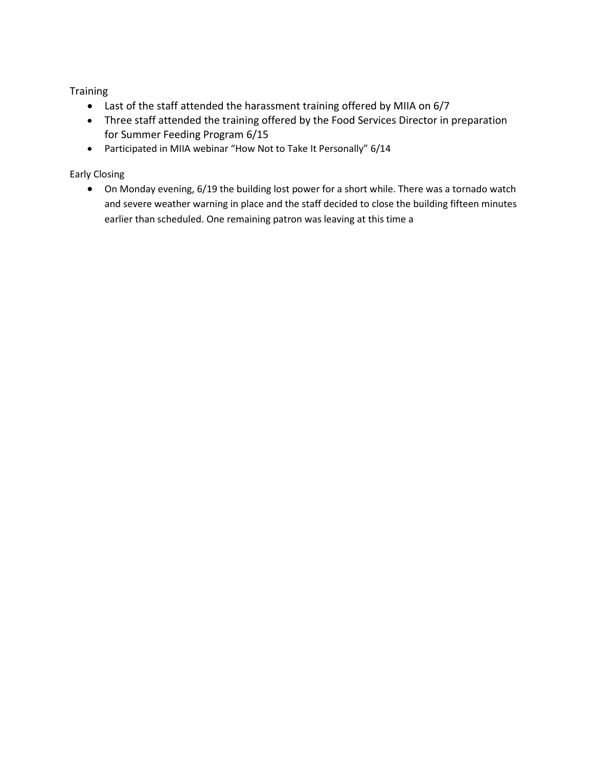Training

- Last of the staff attended the harassment training offered by MIIA on 6/7
- Three staff attended the training offered by the Food Services Director in preparation for Summer Feeding Program 6/15
- Participated in MIIA webinar "How Not to Take It Personally" 6/14

Early Closing

- On Monday evening, 6/19 the building lost power for a short while. There was a tornado watch and severe weather warning in place and the staff decided to close the building fifteen minutes earlier than scheduled. One remaining patron was leaving at this time a